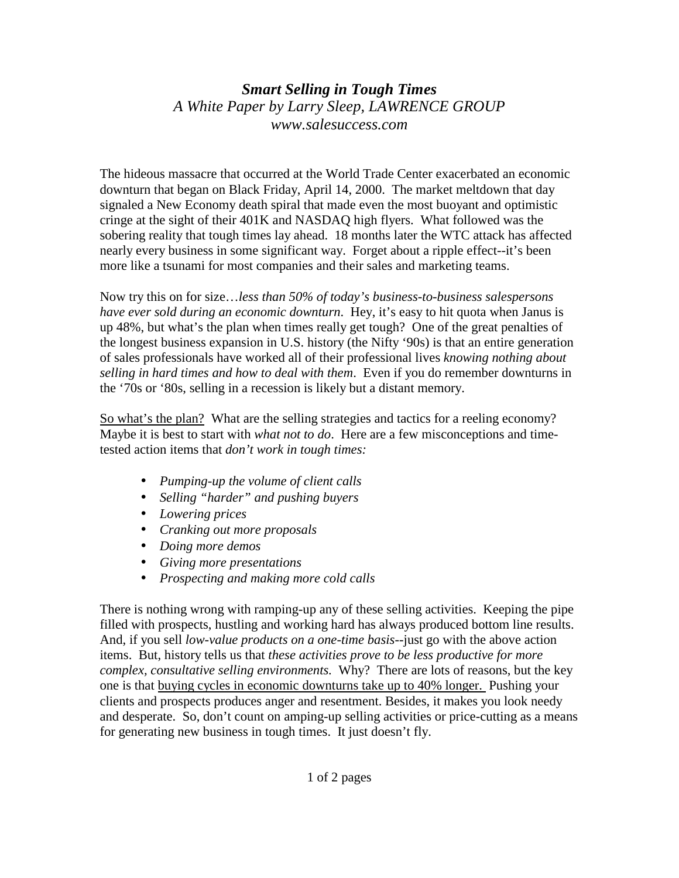# *Smart Selling in Tough Times*

*A White Paper by Larry Sleep, LAWRENCE GROUP*
*www.salesuccess.com*

The hideous massacre that occurred at the World Trade Center exacerbated an economic downturn that began on Black Friday, April 14, 2000. The market meltdown that day signaled a New Economy death spiral that made even the most buoyant and optimistic cringe at the sight of their 401K and NASDAQ high flyers. What followed was the sobering reality that tough times lay ahead. 18 months later the WTC attack has affected nearly every business in some significant way. Forget about a ripple effect--it's been more like a tsunami for most companies and their sales and marketing teams.

Now try this on for size…*less than 50% of today's business-to-business salespersons have ever sold during an economic downturn*. Hey, it's easy to hit quota when Janus is up 48%, but what's the plan when times really get tough? One of the great penalties of the longest business expansion in U.S. history (the Nifty '90s) is that an entire generation of sales professionals have worked all of their professional lives *knowing nothing about selling in hard times and how to deal with them*. Even if you do remember downturns in the '70s or '80s, selling in a recession is likely but a distant memory.

<u>So what's the plan?</u> What are the selling strategies and tactics for a reeling economy? Maybe it is best to start with *what not to do*. Here are a few misconceptions and time-tested action items that *don't work in tough times:*

- *Pumping-up the volume of client calls*
- *Selling "harder" and pushing buyers*
- *Lowering prices*
- *Cranking out more proposals*
- *Doing more demos*
- *Giving more presentations*
- *Prospecting and making more cold calls*

There is nothing wrong with ramping-up any of these selling activities. Keeping the pipe filled with prospects, hustling and working hard has always produced bottom line results. And, if you sell *low-value products on a one-time basis*--just go with the above action items. But, history tells us that *these activities prove to be less productive for more complex, consultative selling environments.* Why? There are lots of reasons, but the key one is that <u>buying cycles in economic downturns take up to 40% longer.</u> Pushing your clients and prospects produces anger and resentment. Besides, it makes you look needy and desperate. So, don't count on amping-up selling activities or price-cutting as a means for generating new business in tough times. It just doesn't fly.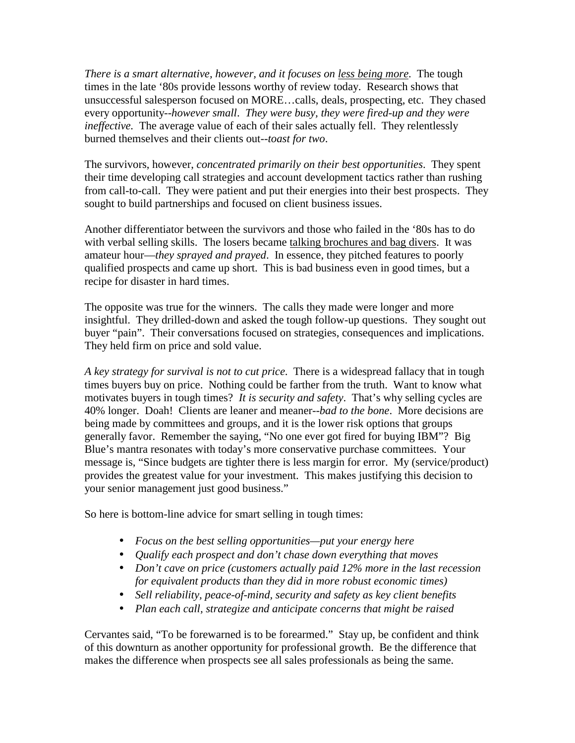*There is a smart alternative, however, and it focuses on <u>less being more</u>.* The tough times in the late '80s provide lessons worthy of review today. Research shows that unsuccessful salesperson focused on MORE…calls, deals, prospecting, etc. They chased every opportunity--*however small*. *They were busy, they were fired-up and they were ineffective.* The average value of each of their sales actually fell. They relentlessly burned themselves and their clients out--*toast for two*.

The survivors, however, *concentrated primarily on their best opportunities*. They spent their time developing call strategies and account development tactics rather than rushing from call-to-call. They were patient and put their energies into their best prospects. They sought to build partnerships and focused on client business issues.

Another differentiator between the survivors and those who failed in the '80s has to do with verbal selling skills. The losers became <u>talking brochures and bag divers</u>. It was amateur hour—*they sprayed and prayed*. In essence, they pitched features to poorly qualified prospects and came up short. This is bad business even in good times, but a recipe for disaster in hard times.

The opposite was true for the winners. The calls they made were longer and more insightful. They drilled-down and asked the tough follow-up questions. They sought out buyer "pain". Their conversations focused on strategies, consequences and implications. They held firm on price and sold value.

*A key strategy for survival is not to cut price*. There is a widespread fallacy that in tough times buyers buy on price. Nothing could be farther from the truth. Want to know what motivates buyers in tough times? *It is security and safety*. That's why selling cycles are 40% longer. Doah! Clients are leaner and meaner--*bad to the bone*. More decisions are being made by committees and groups, and it is the lower risk options that groups generally favor. Remember the saying, "No one ever got fired for buying IBM"? Big Blue's mantra resonates with today's more conservative purchase committees. Your message is, "Since budgets are tighter there is less margin for error. My (service/product) provides the greatest value for your investment. This makes justifying this decision to your senior management just good business."

So here is bottom-line advice for smart selling in tough times:

- *Focus on the best selling opportunities—put your energy here*
- *Qualify each prospect and don't chase down everything that moves*
- *Don't cave on price (customers actually paid 12% more in the last recession for equivalent products than they did in more robust economic times)*
- *Sell reliability, peace-of-mind, security and safety as key client benefits*
- *Plan each call, strategize and anticipate concerns that might be raised*

Cervantes said, "To be forewarned is to be forearmed." Stay up, be confident and think of this downturn as another opportunity for professional growth. Be the difference that makes the difference when prospects see all sales professionals as being the same.